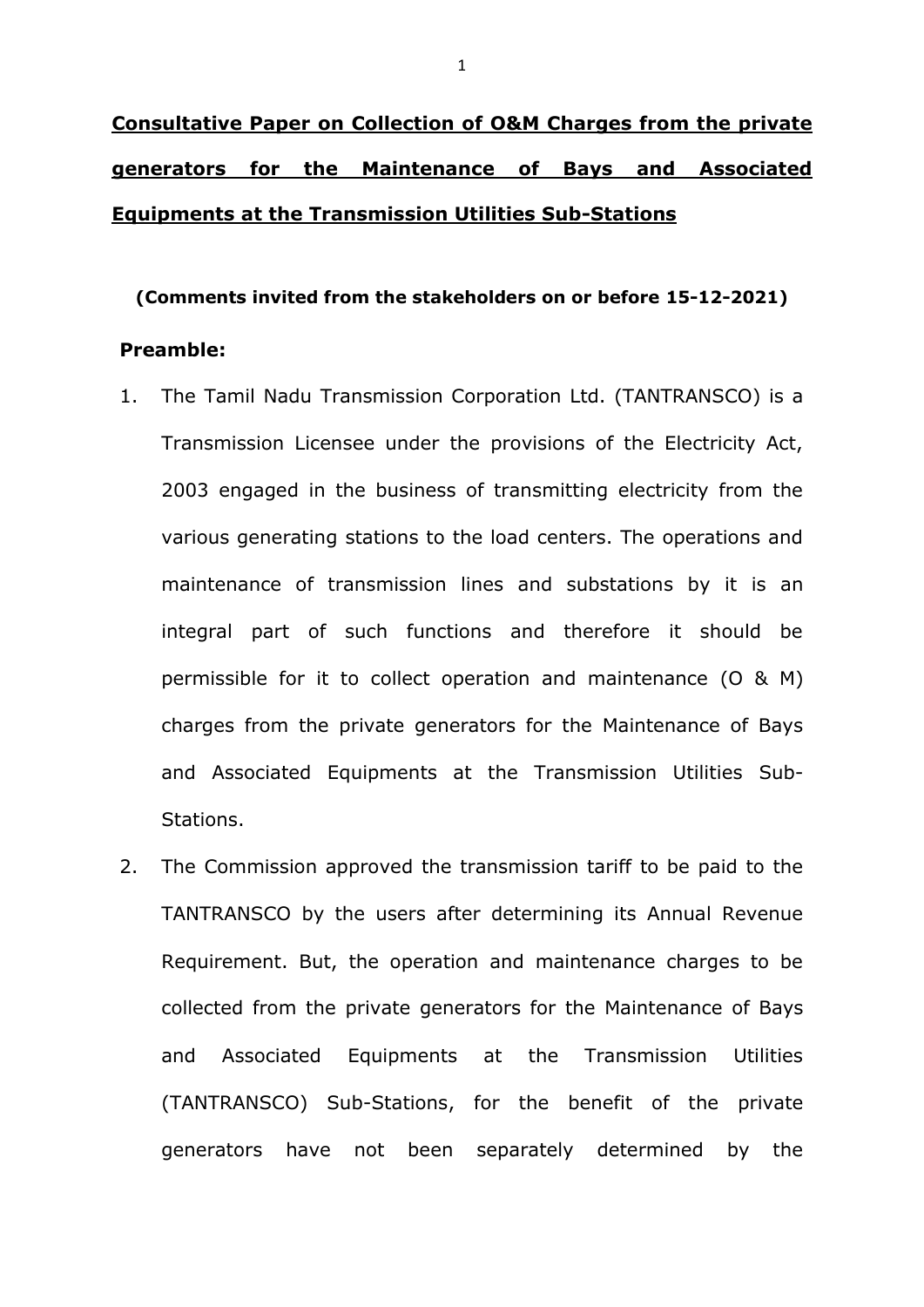# **Consultative Paper on Collection of O&M Charges from the private generators for the Maintenance of Bays and Associated Equipments at the Transmission Utilities Sub-Stations**

**(Comments invited from the stakeholders on or before 15-12-2021)**

**Preamble:**

1. The Tamil Nadu Transmission Corporation Ltd. (TANTRANSCO) is a Transmission Licensee under the provisions of the Electricity Act, 2003 engaged in the business of transmitting electricity from the various generating stations to the load centers. The operations and maintenance of transmission lines and substations by it is an integral part of such functions and therefore it should be permissible for it to collect operation and maintenance (O & M) charges from the private generators for the Maintenance of Bays and Associated Equipments at the Transmission Utilities Sub-Stations.
2. The Commission approved the transmission tariff to be paid to the TANTRANSCO by the users after determining its Annual Revenue Requirement. But, the operation and maintenance charges to be collected from the private generators for the Maintenance of Bays and Associated Equipments at the Transmission Utilities (TANTRANSCO) Sub-Stations, for the benefit of the private generators have not been separately determined by the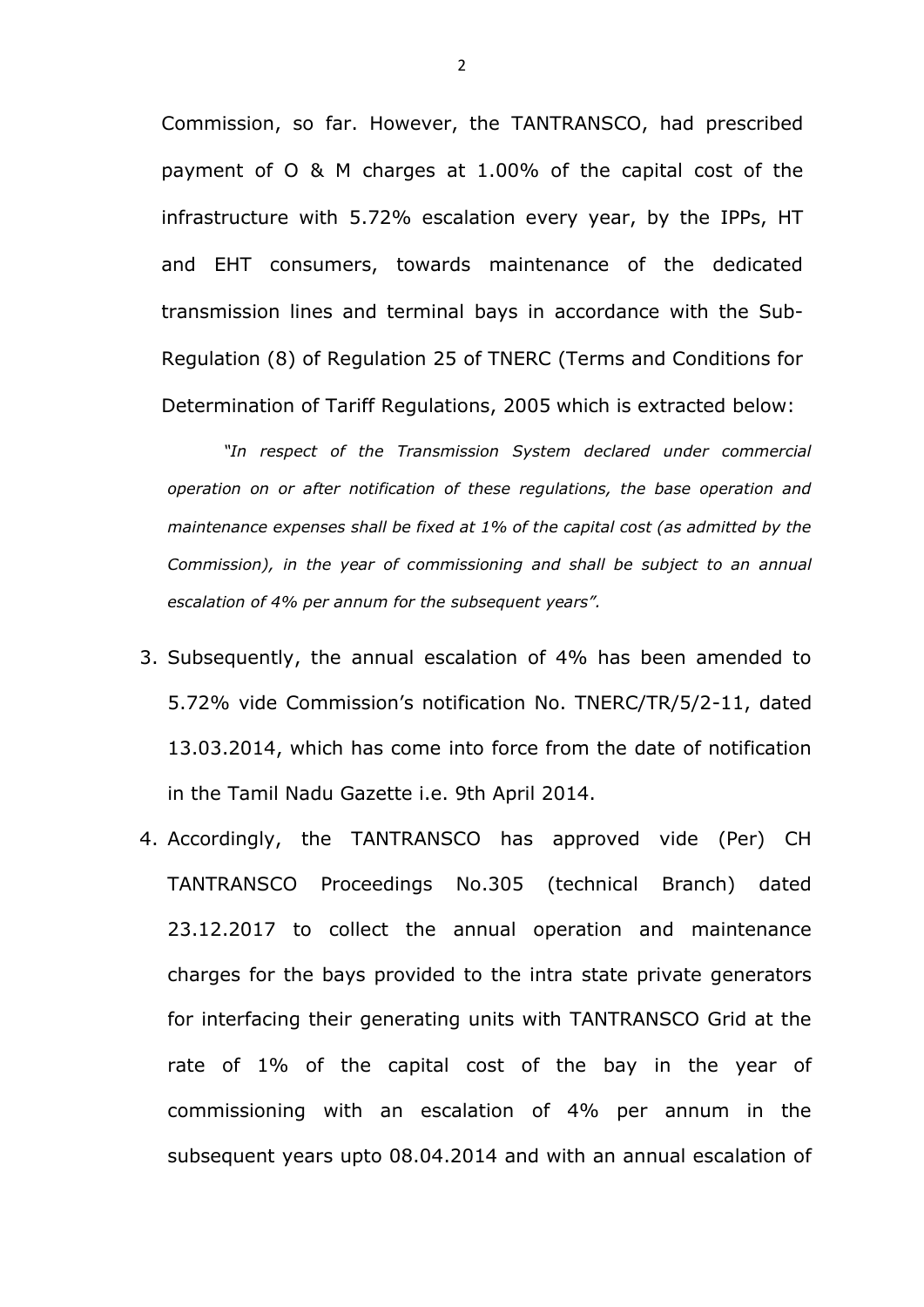Commission, so far. However, the TANTRANSCO, had prescribed payment of O & M charges at 1.00% of the capital cost of the infrastructure with 5.72% escalation every year, by the IPPs, HT and EHT consumers, towards maintenance of the dedicated transmission lines and terminal bays in accordance with the Sub-Regulation (8) of Regulation 25 of TNERC (Terms and Conditions for Determination of Tariff Regulations, 2005 which is extracted below:

> *"In respect of the Transmission System declared under commercial operation on or after notification of these regulations, the base operation and maintenance expenses shall be fixed at 1% of the capital cost (as admitted by the Commission), in the year of commissioning and shall be subject to an annual escalation of 4% per annum for the subsequent years".*

3. Subsequently, the annual escalation of 4% has been amended to 5.72% vide Commission's notification No. TNERC/TR/5/2-11, dated 13.03.2014, which has come into force from the date of notification in the Tamil Nadu Gazette i.e. 9th April 2014.

4. Accordingly, the TANTRANSCO has approved vide (Per) CH TANTRANSCO Proceedings No.305 (technical Branch) dated 23.12.2017 to collect the annual operation and maintenance charges for the bays provided to the intra state private generators for interfacing their generating units with TANTRANSCO Grid at the rate of 1% of the capital cost of the bay in the year of commissioning with an escalation of 4% per annum in the subsequent years upto 08.04.2014 and with an annual escalation of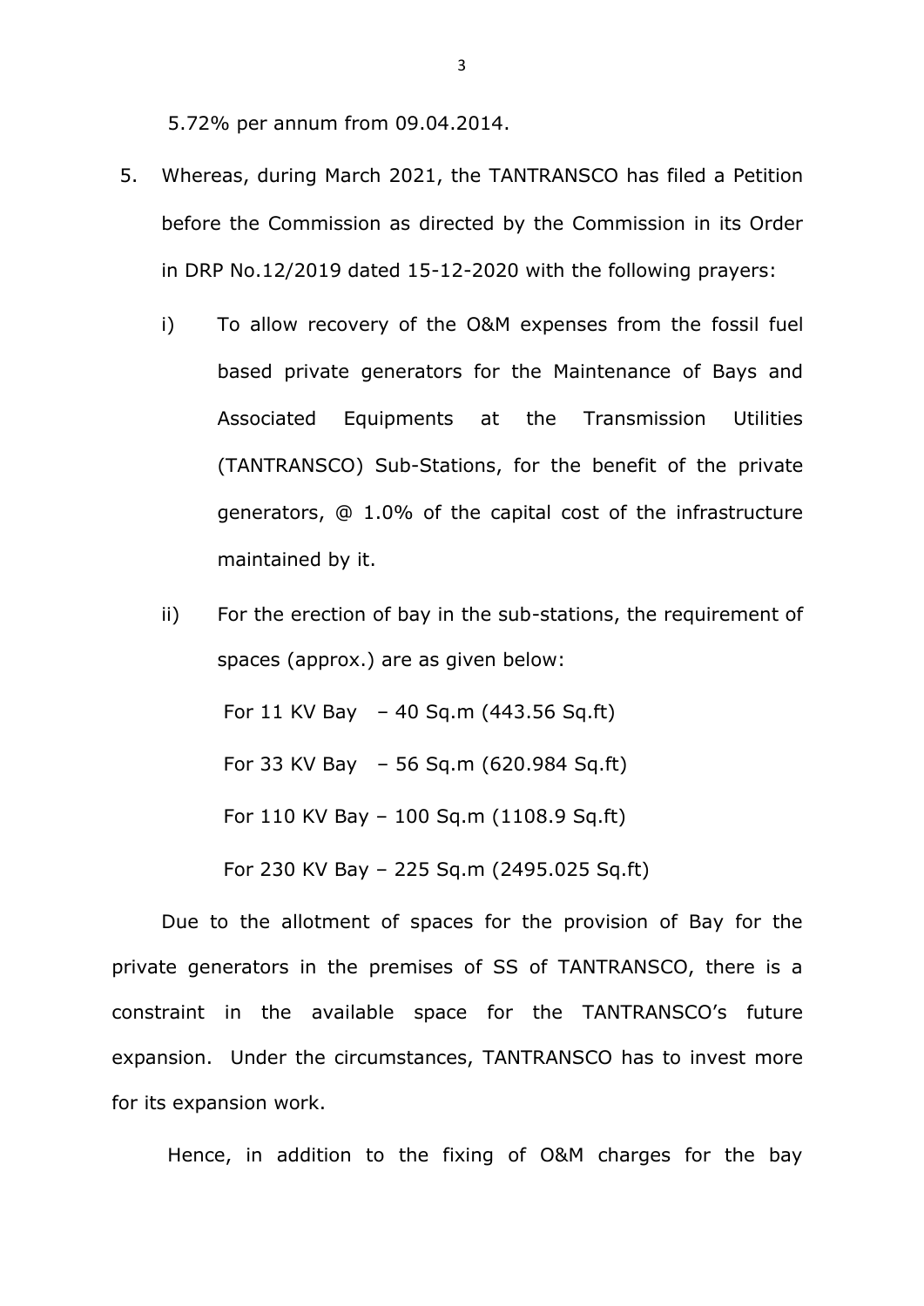5.72% per annum from 09.04.2014.

5. Whereas, during March 2021, the TANTRANSCO has filed a Petition before the Commission as directed by the Commission in its Order in DRP No.12/2019 dated 15-12-2020 with the following prayers:

    i) To allow recovery of the O&M expenses from the fossil fuel based private generators for the Maintenance of Bays and Associated Equipments at the Transmission Utilities (TANTRANSCO) Sub-Stations, for the benefit of the private generators, @ 1.0% of the capital cost of the infrastructure maintained by it.

    ii) For the erection of bay in the sub-stations, the requirement of spaces (approx.) are as given below:

        For 11 KV Bay – 40 Sq.m (443.56 Sq.ft)

        For 33 KV Bay – 56 Sq.m (620.984 Sq.ft)

        For 110 KV Bay – 100 Sq.m (1108.9 Sq.ft)

        For 230 KV Bay – 225 Sq.m (2495.025 Sq.ft)

Due to the allotment of spaces for the provision of Bay for the private generators in the premises of SS of TANTRANSCO, there is a constraint in the available space for the TANTRANSCO's future expansion. Under the circumstances, TANTRANSCO has to invest more for its expansion work.

Hence, in addition to the fixing of O&M charges for the bay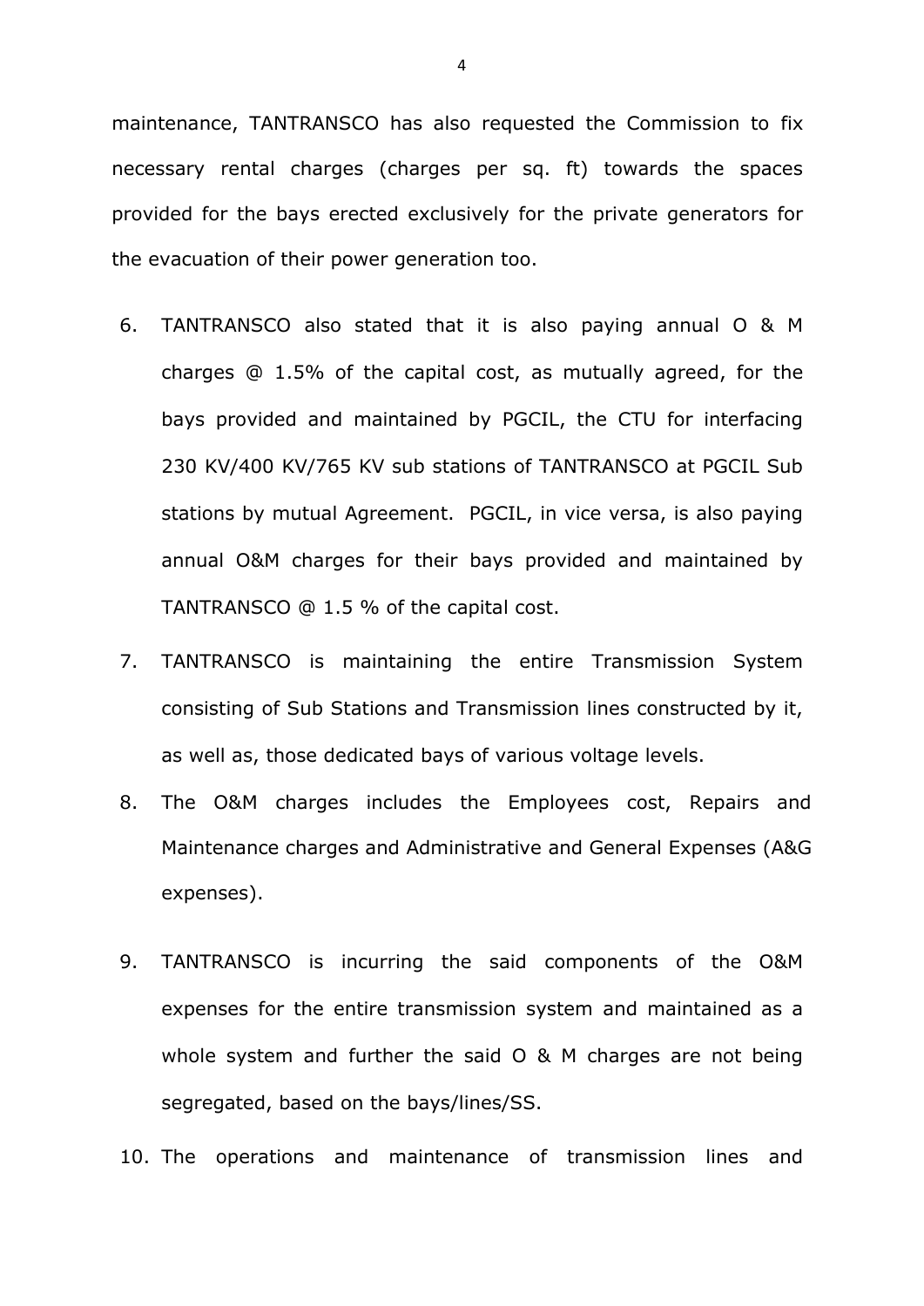maintenance, TANTRANSCO has also requested the Commission to fix necessary rental charges (charges per sq. ft) towards the spaces provided for the bays erected exclusively for the private generators for the evacuation of their power generation too.

6. TANTRANSCO also stated that it is also paying annual O & M charges @ 1.5% of the capital cost, as mutually agreed, for the bays provided and maintained by PGCIL, the CTU for interfacing 230 KV/400 KV/765 KV sub stations of TANTRANSCO at PGCIL Sub stations by mutual Agreement. PGCIL, in vice versa, is also paying annual O&M charges for their bays provided and maintained by TANTRANSCO @ 1.5 % of the capital cost.
7. TANTRANSCO is maintaining the entire Transmission System consisting of Sub Stations and Transmission lines constructed by it, as well as, those dedicated bays of various voltage levels.
8. The O&M charges includes the Employees cost, Repairs and Maintenance charges and Administrative and General Expenses (A&G expenses).
9. TANTRANSCO is incurring the said components of the O&M expenses for the entire transmission system and maintained as a whole system and further the said O & M charges are not being segregated, based on the bays/lines/SS.
10. The operations and maintenance of transmission lines and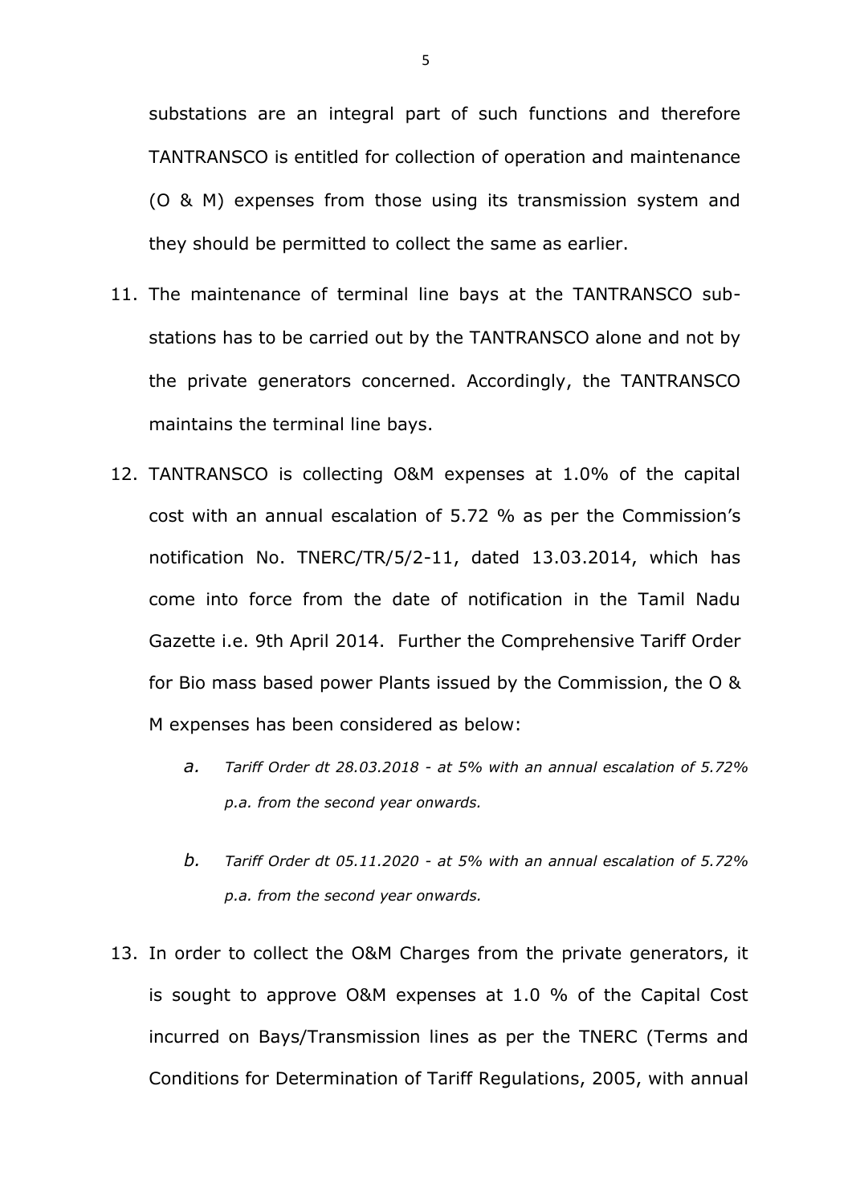substations are an integral part of such functions and therefore TANTRANSCO is entitled for collection of operation and maintenance (O & M) expenses from those using its transmission system and they should be permitted to collect the same as earlier.

11. The maintenance of terminal line bays at the TANTRANSCO sub-stations has to be carried out by the TANTRANSCO alone and not by the private generators concerned. Accordingly, the TANTRANSCO maintains the terminal line bays.

12. TANTRANSCO is collecting O&M expenses at 1.0% of the capital cost with an annual escalation of 5.72 % as per the Commission's notification No. TNERC/TR/5/2-11, dated 13.03.2014, which has come into force from the date of notification in the Tamil Nadu Gazette i.e. 9th April 2014. Further the Comprehensive Tariff Order for Bio mass based power Plants issued by the Commission, the O & M expenses has been considered as below:

    *a. Tariff Order dt 28.03.2018 - at 5% with an annual escalation of 5.72% p.a. from the second year onwards.*

    *b. Tariff Order dt 05.11.2020 - at 5% with an annual escalation of 5.72% p.a. from the second year onwards.*

13. In order to collect the O&M Charges from the private generators, it is sought to approve O&M expenses at 1.0 % of the Capital Cost incurred on Bays/Transmission lines as per the TNERC (Terms and Conditions for Determination of Tariff Regulations, 2005, with annual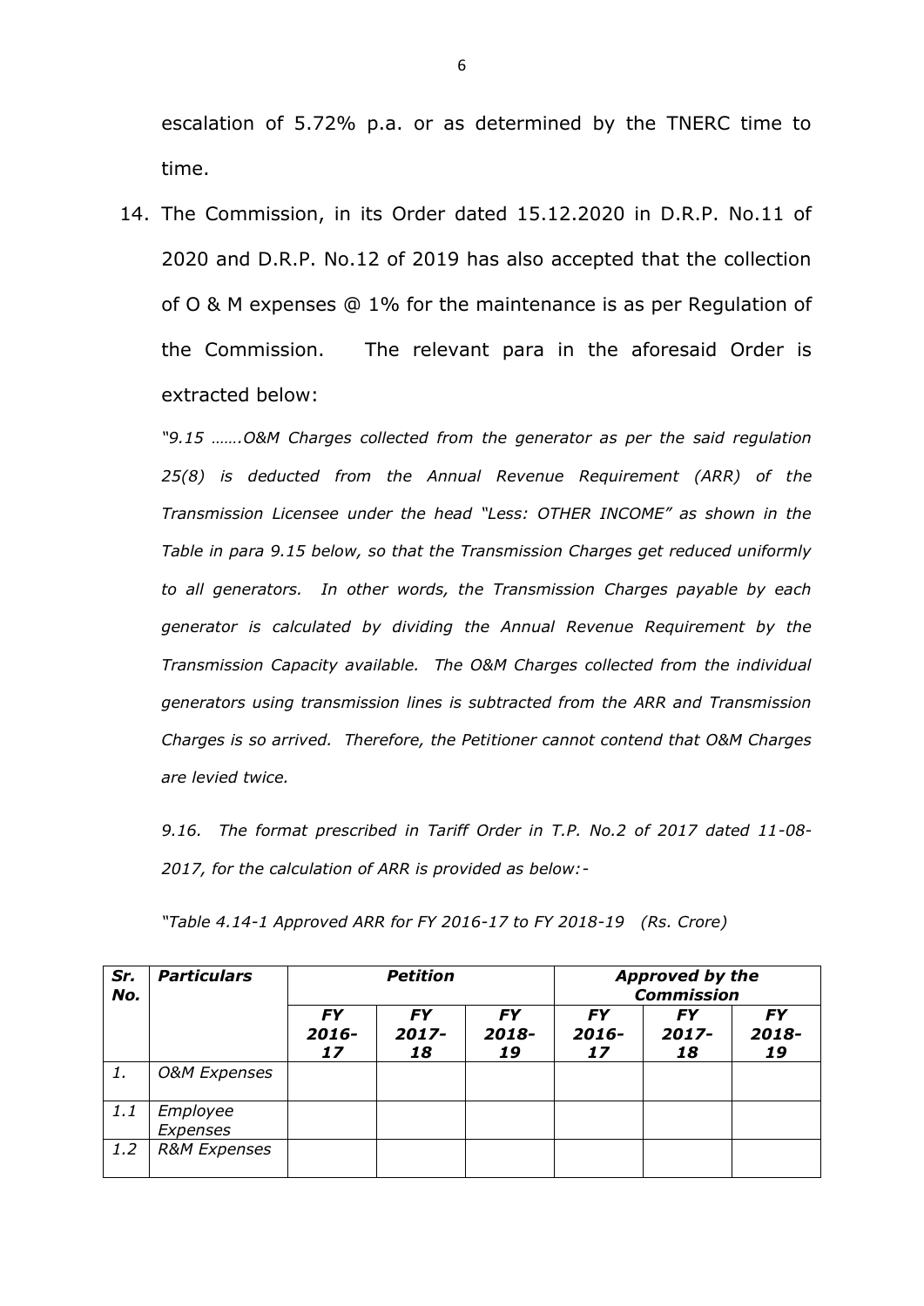escalation of 5.72% p.a. or as determined by the TNERC time to time.

14. The Commission, in its Order dated 15.12.2020 in D.R.P. No.11 of 2020 and D.R.P. No.12 of 2019 has also accepted that the collection of O & M expenses @ 1% for the maintenance is as per Regulation of the Commission. The relevant para in the aforesaid Order is extracted below:

*"9.15 …….O&M Charges collected from the generator as per the said regulation 25(8) is deducted from the Annual Revenue Requirement (ARR) of the Transmission Licensee under the head "Less: OTHER INCOME" as shown in the Table in para 9.15 below, so that the Transmission Charges get reduced uniformly to all generators. In other words, the Transmission Charges payable by each generator is calculated by dividing the Annual Revenue Requirement by the Transmission Capacity available. The O&M Charges collected from the individual generators using transmission lines is subtracted from the ARR and Transmission Charges is so arrived. Therefore, the Petitioner cannot contend that O&M Charges are levied twice.*

*9.16. The format prescribed in Tariff Order in T.P. No.2 of 2017 dated 11-08-2017, for the calculation of ARR is provided as below:-*

*"Table 4.14-1 Approved ARR for FY 2016-17 to FY 2018-19 (Rs. Crore)*

| *Sr. No.* | *Particulars* | *Petition* | | | *Approved by the Commission* | | |
|---|---|---|---|---|---|---|---|
| | | *FY 2016-17* | *FY 2017-18* | *FY 2018-19* | *FY 2016-17* | *FY 2017-18* | *FY 2018-19* |
| *1.* | *O&M Expenses* | | | | | | |
| *1.1* | *Employee Expenses* | | | | | | |
| *1.2* | *R&M Expenses* | | | | | | |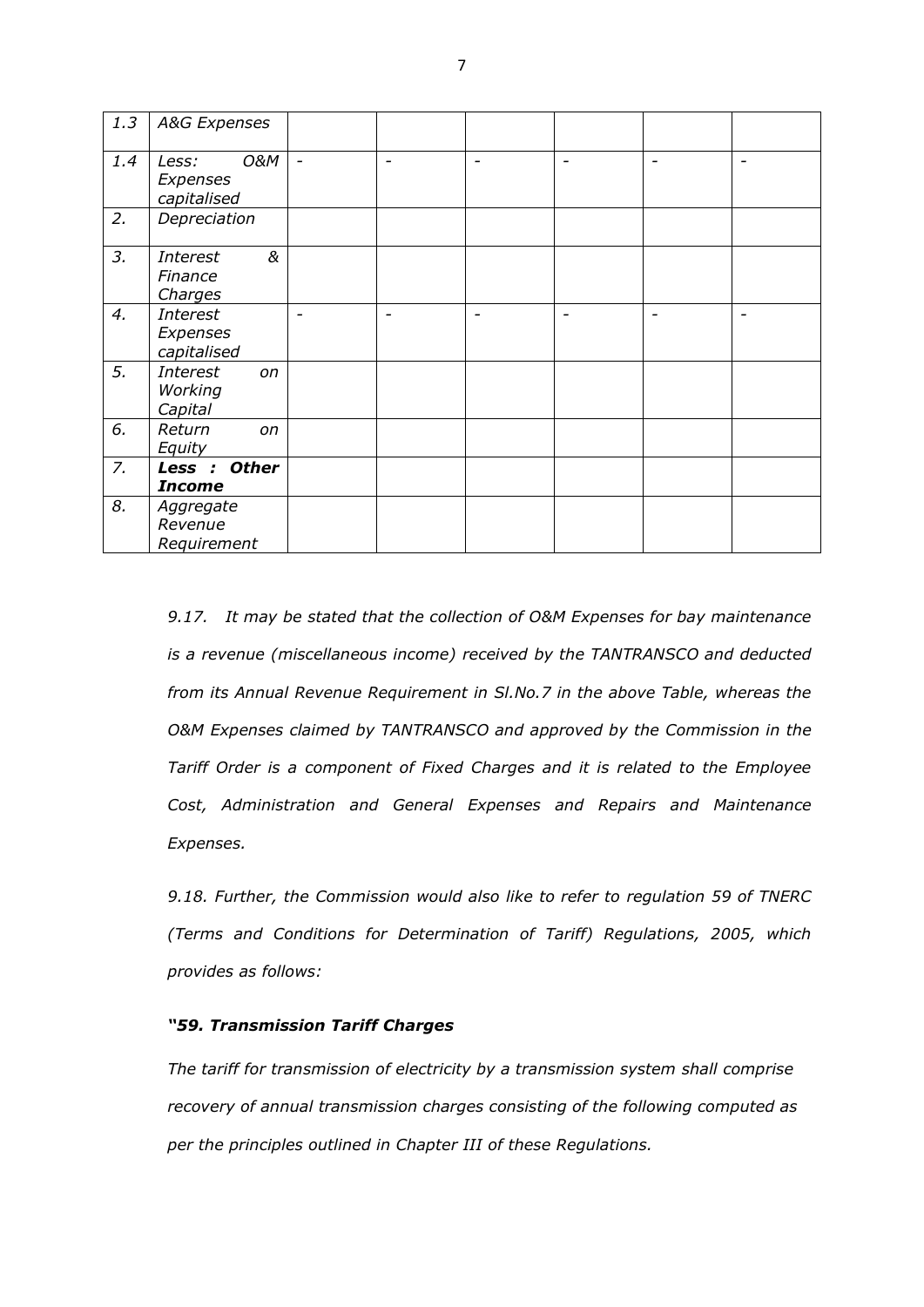| | | | | | | | |
|---|---|---|---|---|---|---|---|
| *1.3* | *A&G Expenses* | | | | | | |
| *1.4* | *Less: O&M Expenses capitalised* | - | - | - | - | - | - |
| *2.* | *Depreciation* | | | | | | |
| *3.* | *Interest & Finance Charges* | | | | | | |
| *4.* | *Interest Expenses capitalised* | - | - | - | - | - | - |
| *5.* | *Interest on Working Capital* | | | | | | |
| *6.* | *Return on Equity* | | | | | | |
| *7.* | ***Less : Other Income*** | | | | | | |
| *8.* | *Aggregate Revenue Requirement* | | | | | | |

*9.17. It may be stated that the collection of O&M Expenses for bay maintenance is a revenue (miscellaneous income) received by the TANTRANSCO and deducted from its Annual Revenue Requirement in Sl.No.7 in the above Table, whereas the O&M Expenses claimed by TANTRANSCO and approved by the Commission in the Tariff Order is a component of Fixed Charges and it is related to the Employee Cost, Administration and General Expenses and Repairs and Maintenance Expenses.*

*9.18. Further, the Commission would also like to refer to regulation 59 of TNERC (Terms and Conditions for Determination of Tariff) Regulations, 2005, which provides as follows:*

***"59. Transmission Tariff Charges***

*The tariff for transmission of electricity by a transmission system shall comprise recovery of annual transmission charges consisting of the following computed as per the principles outlined in Chapter III of these Regulations.*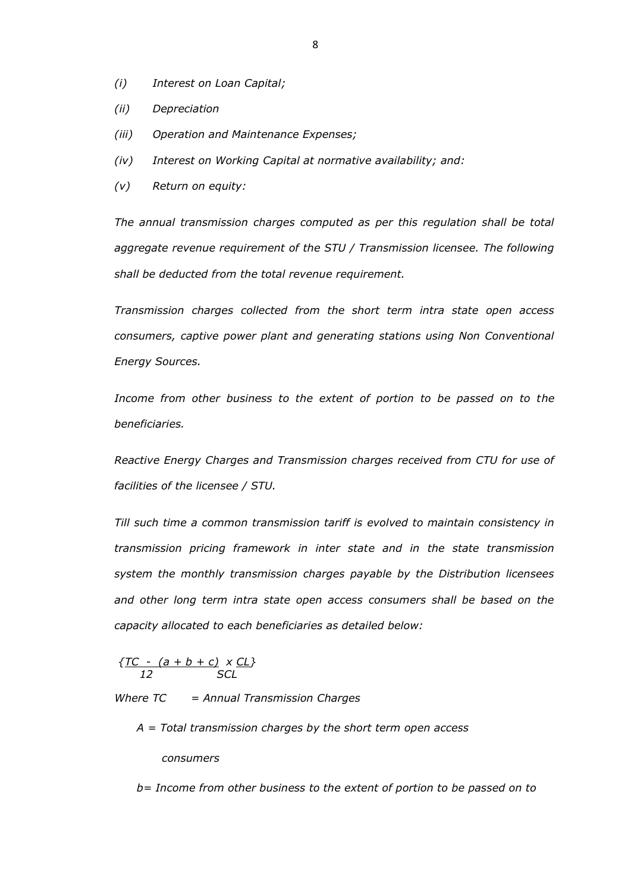*(i) Interest on Loan Capital;*

*(ii) Depreciation*

*(iii) Operation and Maintenance Expenses;*

*(iv) Interest on Working Capital at normative availability; and:*

*(v) Return on equity:*

*The annual transmission charges computed as per this regulation shall be total aggregate revenue requirement of the STU / Transmission licensee. The following shall be deducted from the total revenue requirement.*

*Transmission charges collected from the short term intra state open access consumers, captive power plant and generating stations using Non Conventional Energy Sources.*

*Income from other business to the extent of portion to be passed on to the beneficiaries.*

*Reactive Energy Charges and Transmission charges received from CTU for use of facilities of the licensee / STU.*

*Till such time a common transmission tariff is evolved to maintain consistency in transmission pricing framework in inter state and in the state transmission system the monthly transmission charges payable by the Distribution licensees and other long term intra state open access consumers shall be based on the capacity allocated to each beneficiaries as detailed below:*

$$\left\{\frac{TC - (a + b + c)}{12} \times \frac{CL}{SCL}\right\}$$

*Where TC = Annual Transmission Charges*

*A = Total transmission charges by the short term open access consumers*

*b= Income from other business to the extent of portion to be passed on to*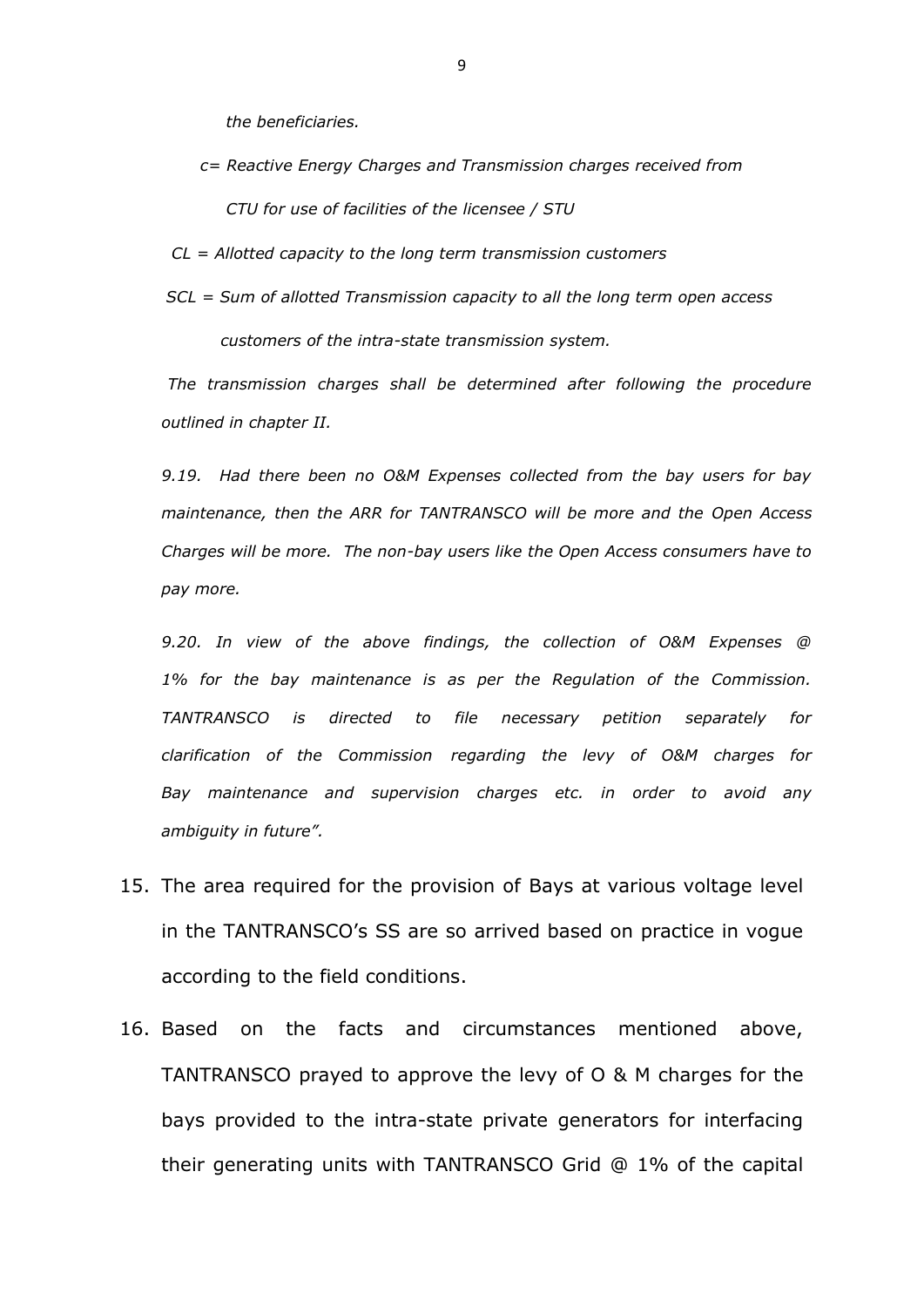*the beneficiaries.*

*c= Reactive Energy Charges and Transmission charges received from CTU for use of facilities of the licensee / STU*

*CL = Allotted capacity to the long term transmission customers*

*SCL = Sum of allotted Transmission capacity to all the long term open access customers of the intra-state transmission system.*

*The transmission charges shall be determined after following the procedure outlined in chapter II.*

*9.19. Had there been no O&M Expenses collected from the bay users for bay maintenance, then the ARR for TANTRANSCO will be more and the Open Access Charges will be more. The non-bay users like the Open Access consumers have to pay more.*

*9.20. In view of the above findings, the collection of O&M Expenses @ 1% for the bay maintenance is as per the Regulation of the Commission. TANTRANSCO is directed to file necessary petition separately for clarification of the Commission regarding the levy of O&M charges for Bay maintenance and supervision charges etc. in order to avoid any ambiguity in future".*

15. The area required for the provision of Bays at various voltage level in the TANTRANSCO's SS are so arrived based on practice in vogue according to the field conditions.

16. Based on the facts and circumstances mentioned above, TANTRANSCO prayed to approve the levy of O & M charges for the bays provided to the intra-state private generators for interfacing their generating units with TANTRANSCO Grid @ 1% of the capital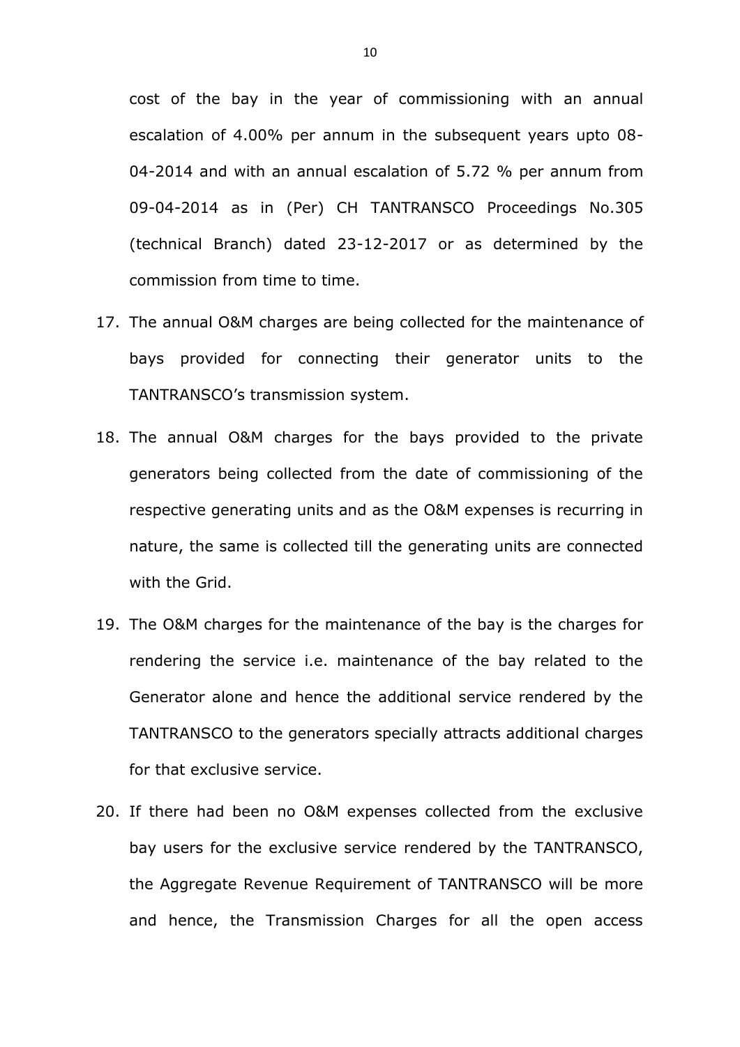cost of the bay in the year of commissioning with an annual escalation of 4.00% per annum in the subsequent years upto 08-04-2014 and with an annual escalation of 5.72 % per annum from 09-04-2014 as in (Per) CH TANTRANSCO Proceedings No.305 (technical Branch) dated 23-12-2017 or as determined by the commission from time to time.

17. The annual O&M charges are being collected for the maintenance of bays provided for connecting their generator units to the TANTRANSCO's transmission system.

18. The annual O&M charges for the bays provided to the private generators being collected from the date of commissioning of the respective generating units and as the O&M expenses is recurring in nature, the same is collected till the generating units are connected with the Grid.

19. The O&M charges for the maintenance of the bay is the charges for rendering the service i.e. maintenance of the bay related to the Generator alone and hence the additional service rendered by the TANTRANSCO to the generators specially attracts additional charges for that exclusive service.

20. If there had been no O&M expenses collected from the exclusive bay users for the exclusive service rendered by the TANTRANSCO, the Aggregate Revenue Requirement of TANTRANSCO will be more and hence, the Transmission Charges for all the open access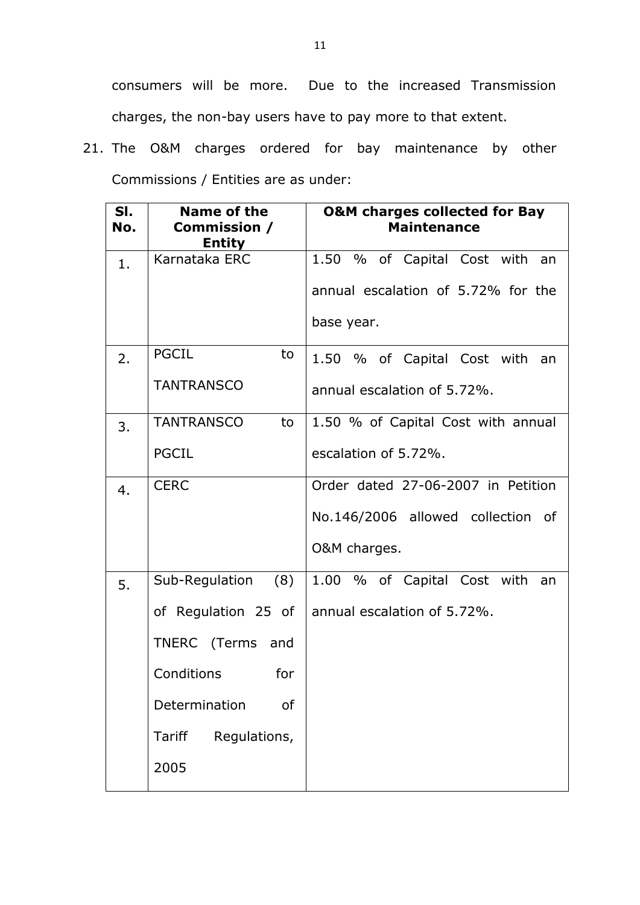consumers will be more. Due to the increased Transmission charges, the non-bay users have to pay more to that extent.

21. The O&M charges ordered for bay maintenance by other Commissions / Entities are as under:

| Sl. No. | Name of the Commission / Entity | O&M charges collected for Bay Maintenance |
|---|---|---|
| 1. | Karnataka ERC | 1.50 % of Capital Cost with an annual escalation of 5.72% for the base year. |
| 2. | PGCIL to TANTRANSCO | 1.50 % of Capital Cost with an annual escalation of 5.72%. |
| 3. | TANTRANSCO to PGCIL | 1.50 % of Capital Cost with annual escalation of 5.72%. |
| 4. | CERC | Order dated 27-06-2007 in Petition No.146/2006 allowed collection of O&M charges. |
| 5. | Sub-Regulation (8) of Regulation 25 of TNERC (Terms and Conditions for Determination of Tariff Regulations, 2005 | 1.00 % of Capital Cost with an annual escalation of 5.72%. |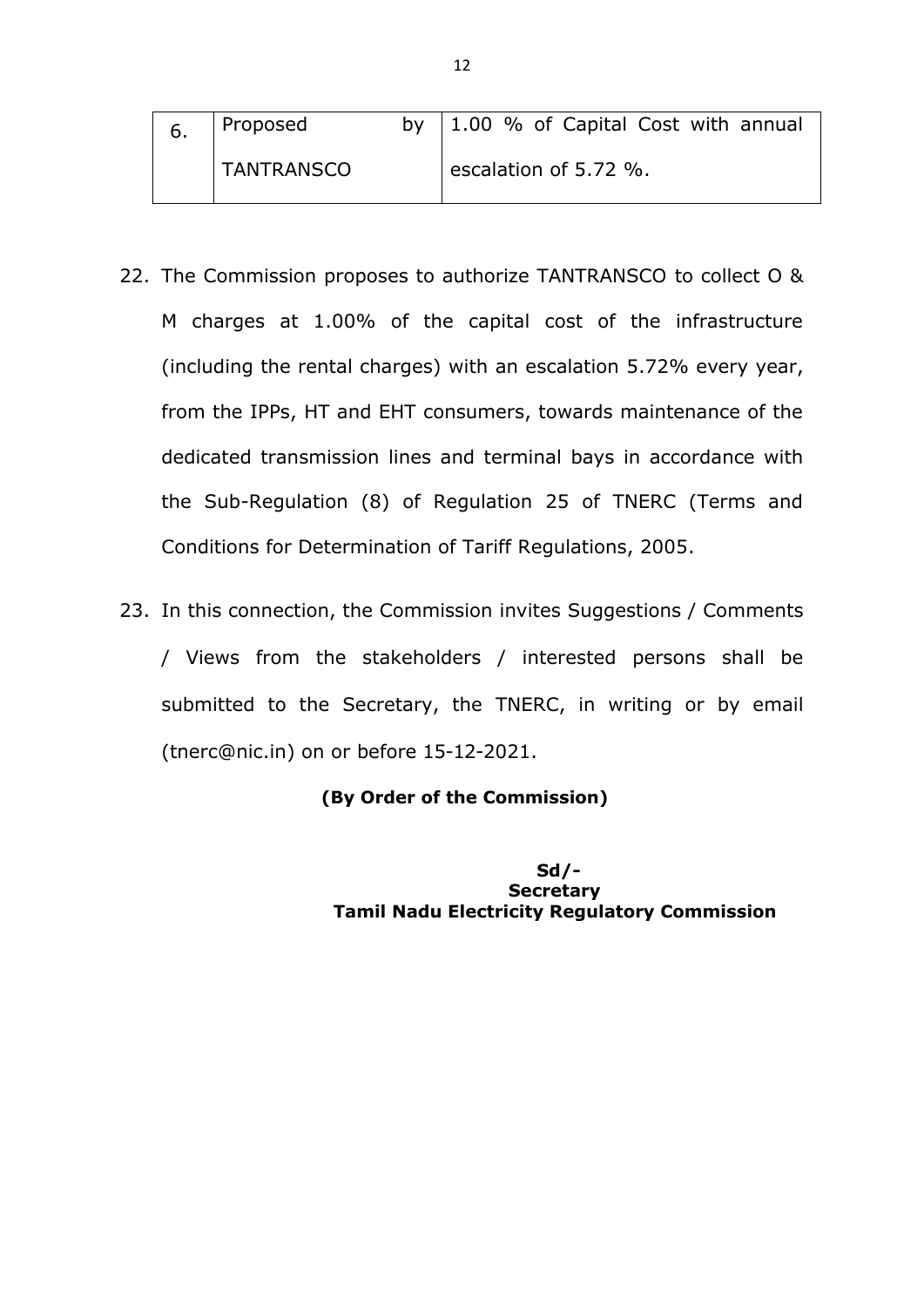| | | |
|---|---|---|
| 6. | Proposed by TANTRANSCO | 1.00 % of Capital Cost with annual escalation of 5.72 %. |

22. The Commission proposes to authorize TANTRANSCO to collect O & M charges at 1.00% of the capital cost of the infrastructure (including the rental charges) with an escalation 5.72% every year, from the IPPs, HT and EHT consumers, towards maintenance of the dedicated transmission lines and terminal bays in accordance with the Sub-Regulation (8) of Regulation 25 of TNERC (Terms and Conditions for Determination of Tariff Regulations, 2005.

23. In this connection, the Commission invites Suggestions / Comments / Views from the stakeholders / interested persons shall be submitted to the Secretary, the TNERC, in writing or by email (tnerc@nic.in) on or before 15-12-2021.

**(By Order of the Commission)**

**Sd/-**
**Secretary**
**Tamil Nadu Electricity Regulatory Commission**